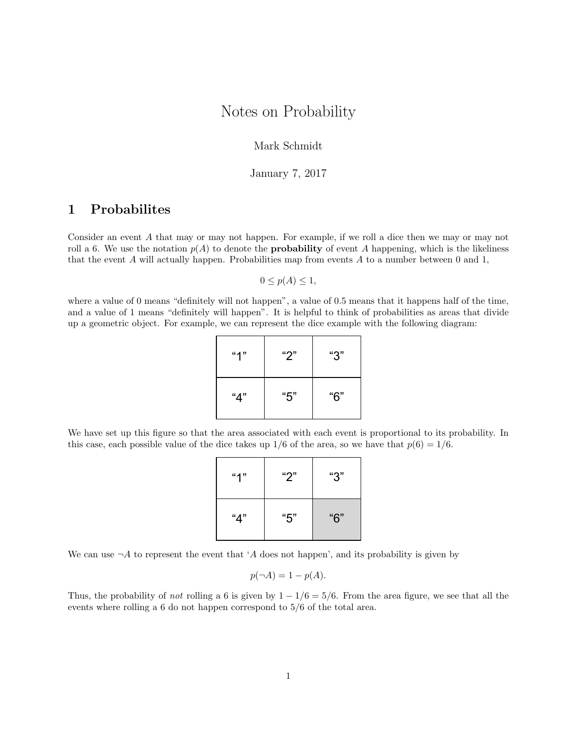# Notes on Probability

Mark Schmidt

January 7, 2017

## 1 Probabilites

Consider an event $A$ that may or may not happen. For example, if we roll a dice then we may or may not roll a 6. We use the notation $p(A)$ to denote the **probability** of event $A$ happening, which is the likeliness that the event $A$ will actually happen. Probabilities map from events $A$ to a number between 0 and 1,

$$0 \leq p(A) \leq 1,$$

where a value of 0 means "definitely will not happen", a value of 0.5 means that it happens half of the time, and a value of 1 means "definitely will happen". It is helpful to think of probabilities as areas that divide up a geometric object. For example, we can represent the dice example with the following diagram:

| "1" | "2" | "3" |
|---|---|---|
| "4" | "5" | "6" |

We have set up this figure so that the area associated with each event is proportional to its probability. In this case, each possible value of the dice takes up 1/6 of the area, so we have that $p(6) = 1/6$.

| "1" | "2" | "3" |
|---|---|---|
| "4" | "5" | "6" |

We can use $\neg A$ to represent the event that '$A$ does not happen', and its probability is given by

$$p(\neg A) = 1 - p(A).$$

Thus, the probability of *not* rolling a 6 is given by $1 - 1/6 = 5/6$. From the area figure, we see that all the events where rolling a 6 do not happen correspond to 5/6 of the total area.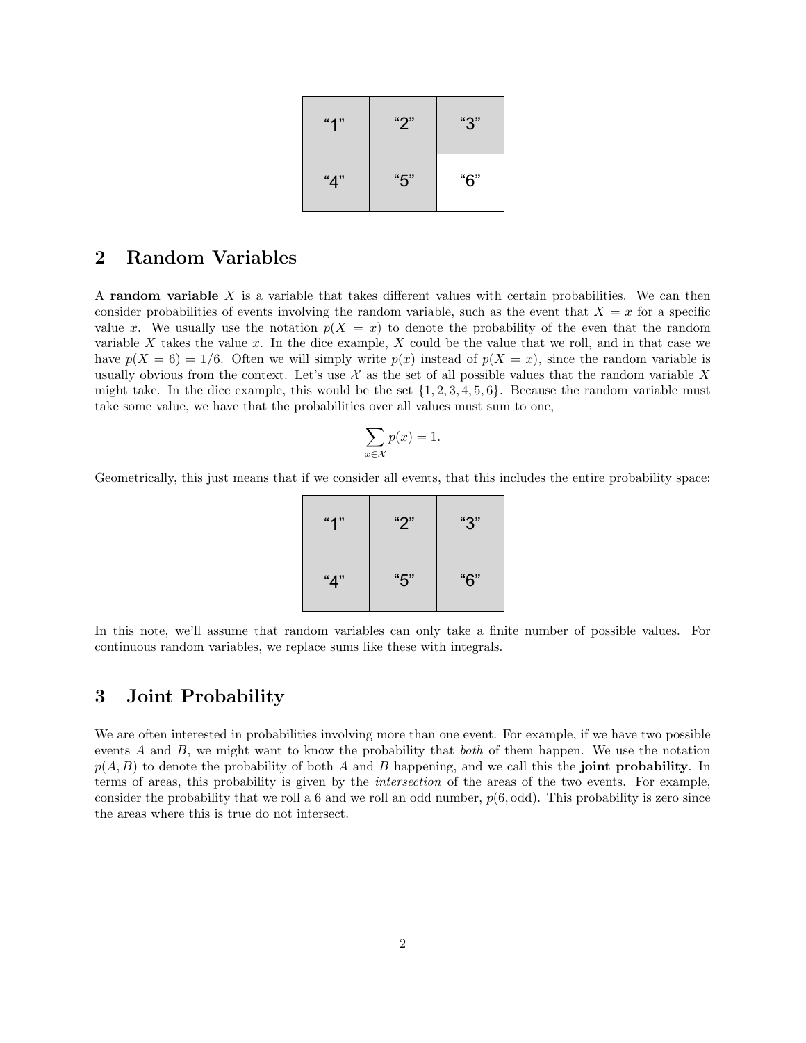| "1" | "2" | "3" |
| --- | --- | --- |
| "4" | "5" | "6" |

## 2 Random Variables

A **random variable** $X$ is a variable that takes different values with certain probabilities. We can then consider probabilities of events involving the random variable, such as the event that $X = x$ for a specific value $x$. We usually use the notation $p(X = x)$ to denote the probability of the even that the random variable $X$ takes the value $x$. In the dice example, $X$ could be the value that we roll, and in that case we have $p(X = 6) = 1/6$. Often we will simply write $p(x)$ instead of $p(X = x)$, since the random variable is usually obvious from the context. Let's use $\mathcal{X}$ as the set of all possible values that the random variable $X$ might take. In the dice example, this would be the set $\{1, 2, 3, 4, 5, 6\}$. Because the random variable must take some value, we have that the probabilities over all values must sum to one,

$$\sum_{x \in \mathcal{X}} p(x) = 1.$$

Geometrically, this just means that if we consider all events, that this includes the entire probability space:

| "1" | "2" | "3" |
| --- | --- | --- |
| "4" | "5" | "6" |

In this note, we'll assume that random variables can only take a finite number of possible values. For continuous random variables, we replace sums like these with integrals.

## 3 Joint Probability

We are often interested in probabilities involving more than one event. For example, if we have two possible events $A$ and $B$, we might want to know the probability that *both* of them happen. We use the notation $p(A, B)$ to denote the probability of both $A$ and $B$ happening, and we call this the **joint probability**. In terms of areas, this probability is given by the *intersection* of the areas of the two events. For example, consider the probability that we roll a 6 and we roll an odd number, $p(6, \text{odd})$. This probability is zero since the areas where this is true do not intersect.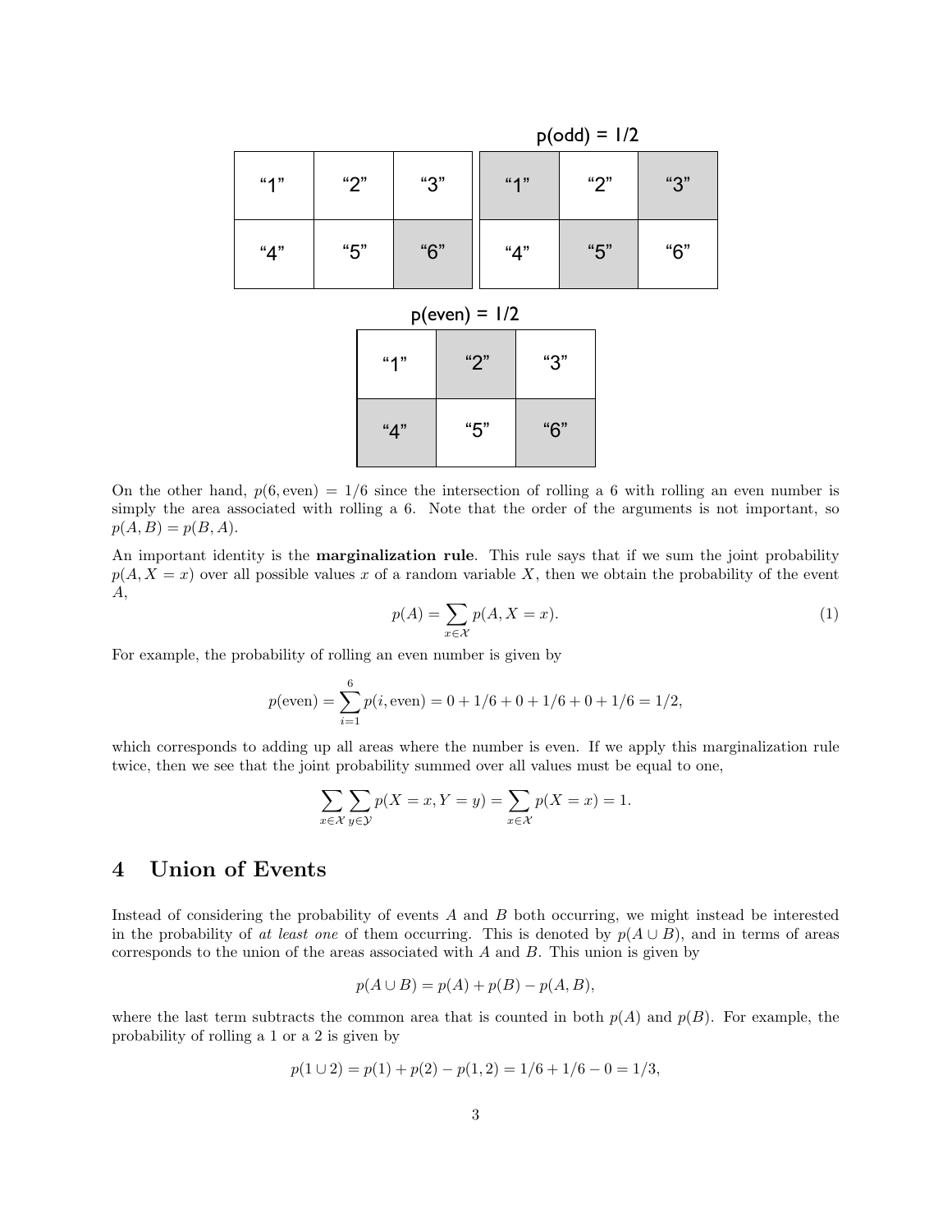On the other hand, $p(6, \text{even}) = 1/6$ since the intersection of rolling a 6 with rolling an even number is simply the area associated with rolling a 6. Note that the order of the arguments is not important, so $p(A, B) = p(B, A)$.

An important identity is the **marginalization rule**. This rule says that if we sum the joint probability $p(A, X = x)$ over all possible values $x$ of a random variable $X$, then we obtain the probability of the event $A$,

$$p(A) = \sum_{x \in \mathcal{X}} p(A, X = x). \tag{1}$$

For example, the probability of rolling an even number is given by

$$p(\text{even}) = \sum_{i=1}^{6} p(i, \text{even}) = 0 + 1/6 + 0 + 1/6 + 0 + 1/6 = 1/2,$$

which corresponds to adding up all areas where the number is even. If we apply this marginalization rule twice, then we see that the joint probability summed over all values must be equal to one,

$$\sum_{x \in \mathcal{X}} \sum_{y \in \mathcal{Y}} p(X = x, Y = y) = \sum_{x \in \mathcal{X}} p(X = x) = 1.$$

## 4 Union of Events

Instead of considering the probability of events $A$ and $B$ both occurring, we might instead be interested in the probability of *at least one* of them occurring. This is denoted by $p(A \cup B)$, and in terms of areas corresponds to the union of the areas associated with $A$ and $B$. This union is given by

$$p(A \cup B) = p(A) + p(B) - p(A, B),$$

where the last term subtracts the common area that is counted in both $p(A)$ and $p(B)$. For example, the probability of rolling a 1 or a 2 is given by

$$p(1 \cup 2) = p(1) + p(2) - p(1, 2) = 1/6 + 1/6 - 0 = 1/3,$$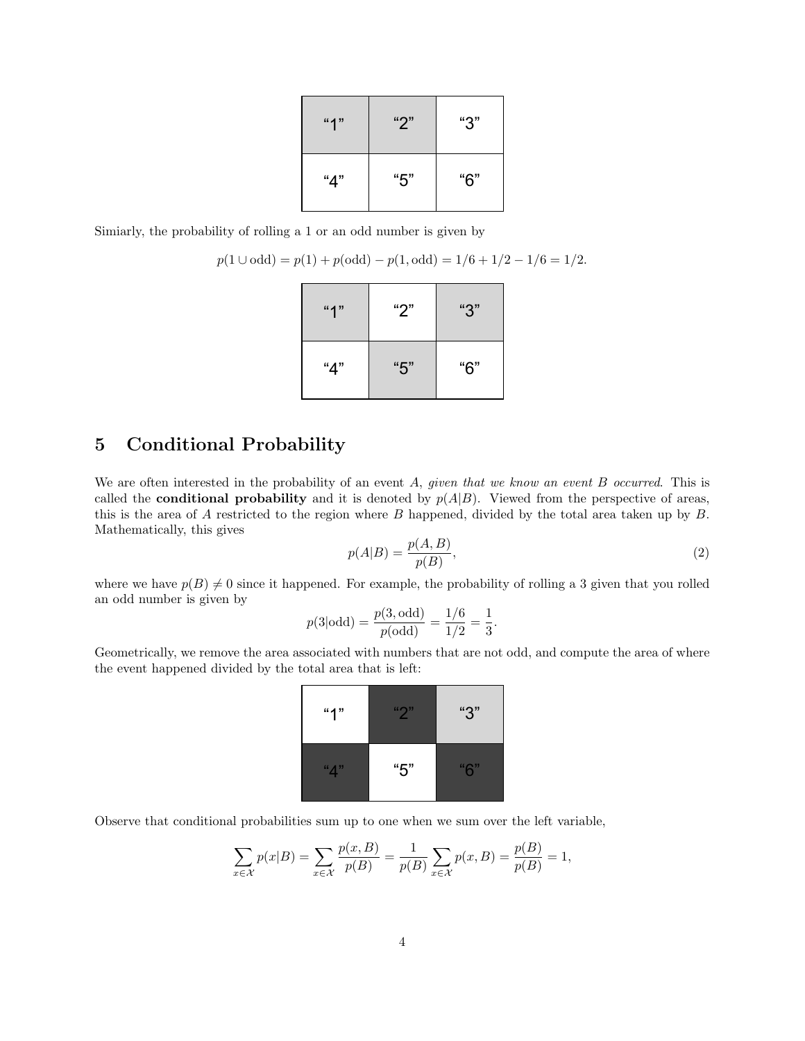| "1" | "2" | "3" |
| --- | --- | --- |
| "4" | "5" | "6" |

Simiarly, the probability of rolling a 1 or an odd number is given by

$$p(1 \cup \text{odd}) = p(1) + p(\text{odd}) - p(1, \text{odd}) = 1/6 + 1/2 - 1/6 = 1/2.$$

| "1" | "2" | "3" |
| --- | --- | --- |
| "4" | "5" | "6" |

## 5 Conditional Probability

We are often interested in the probability of an event $A$, *given that we know an event $B$ occurred*. This is called the **conditional probability** and it is denoted by $p(A|B)$. Viewed from the perspective of areas, this is the area of $A$ restricted to the region where $B$ happened, divided by the total area taken up by $B$. Mathematically, this gives

$$p(A|B) = \frac{p(A, B)}{p(B)}, \tag{2}$$

where we have $p(B) \neq 0$ since it happened. For example, the probability of rolling a 3 given that you rolled an odd number is given by

$$p(3|\text{odd}) = \frac{p(3, \text{odd})}{p(\text{odd})} = \frac{1/6}{1/2} = \frac{1}{3}.$$

Geometrically, we remove the area associated with numbers that are not odd, and compute the area of where the event happened divided by the total area that is left:

| "1" | "2" | "3" |
| --- | --- | --- |
| "4" | "5" | "6" |

Observe that conditional probabilities sum up to one when we sum over the left variable,

$$\sum_{x \in \mathcal{X}} p(x|B) = \sum_{x \in \mathcal{X}} \frac{p(x, B)}{p(B)} = \frac{1}{p(B)} \sum_{x \in \mathcal{X}} p(x, B) = \frac{p(B)}{p(B)} = 1,$$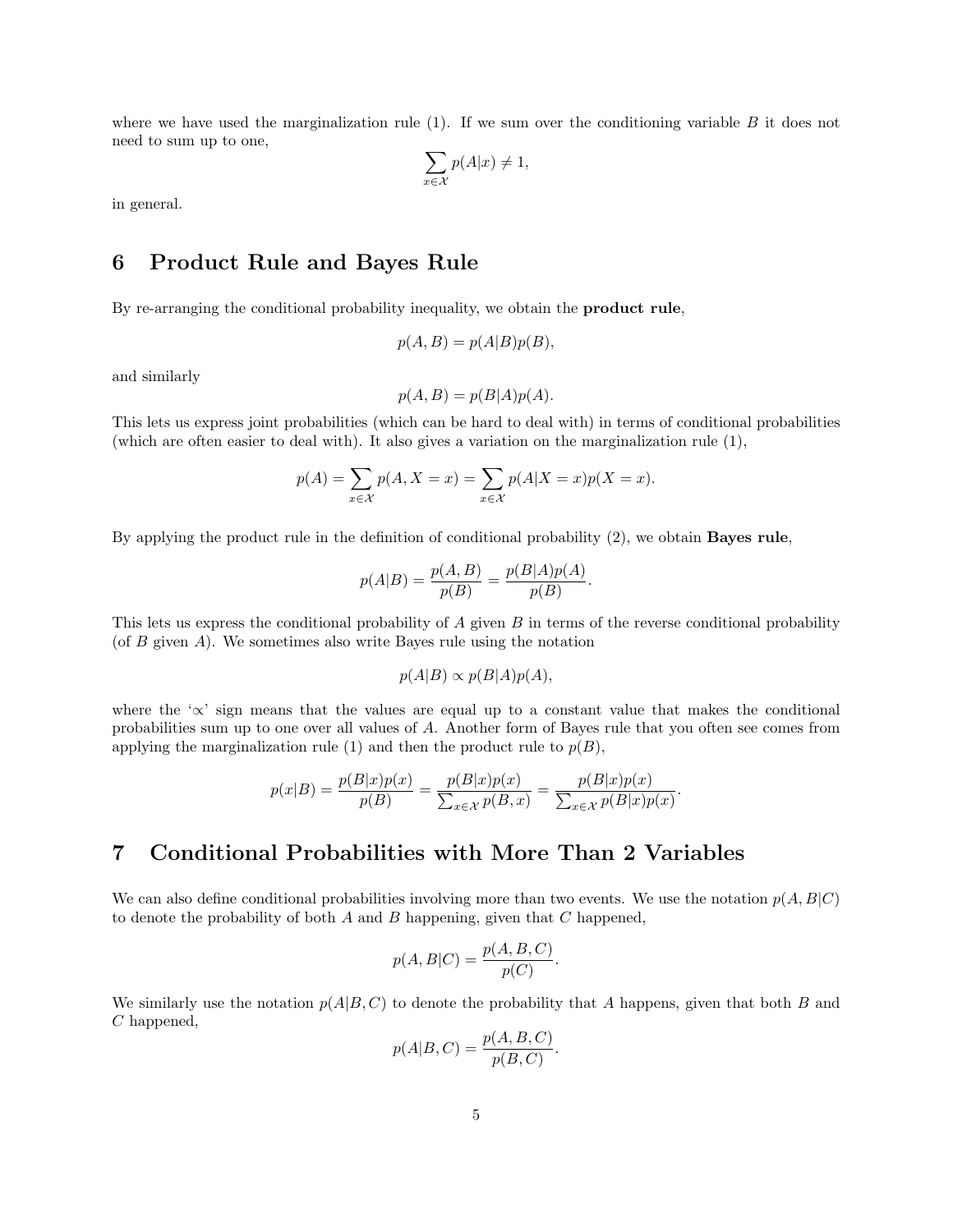where we have used the marginalization rule (1). If we sum over the conditioning variable $B$ it does not need to sum up to one,

$$\sum_{x \in \mathcal{X}} p(A|x) \neq 1,$$

in general.

## 6 Product Rule and Bayes Rule

By re-arranging the conditional probability inequality, we obtain the **product rule**,

$$p(A, B) = p(A|B)p(B),$$

and similarly

$$p(A, B) = p(B|A)p(A).$$

This lets us express joint probabilities (which can be hard to deal with) in terms of conditional probabilities (which are often easier to deal with). It also gives a variation on the marginalization rule (1),

$$p(A) = \sum_{x \in \mathcal{X}} p(A, X = x) = \sum_{x \in \mathcal{X}} p(A|X = x)p(X = x).$$

By applying the product rule in the definition of conditional probability (2), we obtain **Bayes rule**,

$$p(A|B) = \frac{p(A, B)}{p(B)} = \frac{p(B|A)p(A)}{p(B)}.$$

This lets us express the conditional probability of $A$ given $B$ in terms of the reverse conditional probability (of $B$ given $A$). We sometimes also write Bayes rule using the notation

$$p(A|B) \propto p(B|A)p(A),$$

where the '$\propto$' sign means that the values are equal up to a constant value that makes the conditional probabilities sum up to one over all values of $A$. Another form of Bayes rule that you often see comes from applying the marginalization rule (1) and then the product rule to $p(B)$,

$$p(x|B) = \frac{p(B|x)p(x)}{p(B)} = \frac{p(B|x)p(x)}{\sum_{x \in \mathcal{X}} p(B, x)} = \frac{p(B|x)p(x)}{\sum_{x \in \mathcal{X}} p(B|x)p(x)}.$$

## 7 Conditional Probabilities with More Than 2 Variables

We can also define conditional probabilities involving more than two events. We use the notation $p(A, B|C)$ to denote the probability of both $A$ and $B$ happening, given that $C$ happened,

$$p(A, B|C) = \frac{p(A, B, C)}{p(C)}.$$

We similarly use the notation $p(A|B, C)$ to denote the probability that $A$ happens, given that both $B$ and $C$ happened,

$$p(A|B, C) = \frac{p(A, B, C)}{p(B, C)}.$$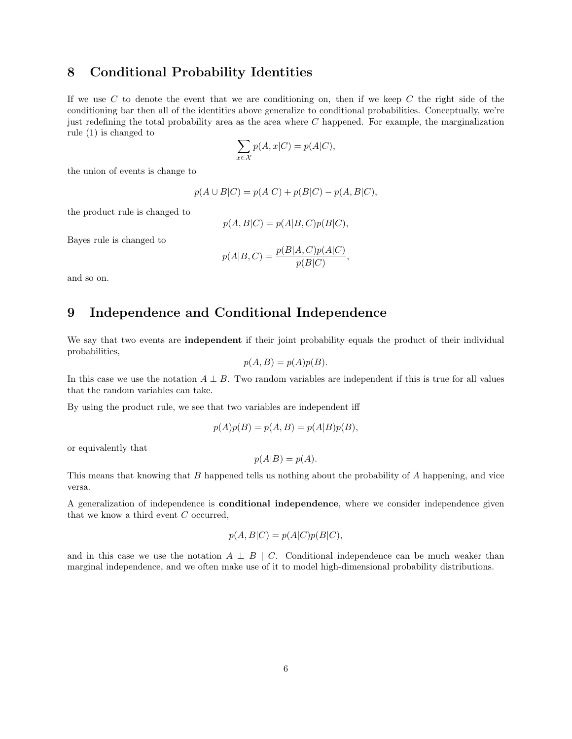## 8 Conditional Probability Identities

If we use $C$ to denote the event that we are conditioning on, then if we keep $C$ the right side of the conditioning bar then all of the identities above generalize to conditional probabilities. Conceptually, we're just redefining the total probability area as the area where $C$ happened. For example, the marginalization rule (1) is changed to

$$\sum_{x \in \mathcal{X}} p(A, x|C) = p(A|C),$$

the union of events is change to

$$p(A \cup B|C) = p(A|C) + p(B|C) - p(A, B|C),$$

the product rule is changed to

$$p(A, B|C) = p(A|B, C)p(B|C),$$

Bayes rule is changed to

$$p(A|B, C) = \frac{p(B|A, C)p(A|C)}{p(B|C)},$$

and so on.

## 9 Independence and Conditional Independence

We say that two events are **independent** if their joint probability equals the product of their individual probabilities,

$$p(A, B) = p(A)p(B).$$

In this case we use the notation $A \perp B$. Two random variables are independent if this is true for all values that the random variables can take.

By using the product rule, we see that two variables are independent iff

$$p(A)p(B) = p(A, B) = p(A|B)p(B),$$

or equivalently that

$$p(A|B) = p(A).$$

This means that knowing that $B$ happened tells us nothing about the probability of $A$ happening, and vice versa.

A generalization of independence is **conditional independence**, where we consider independence given that we know a third event $C$ occurred,

$$p(A, B|C) = p(A|C)p(B|C),$$

and in this case we use the notation $A \perp B \mid C$. Conditional independence can be much weaker than marginal independence, and we often make use of it to model high-dimensional probability distributions.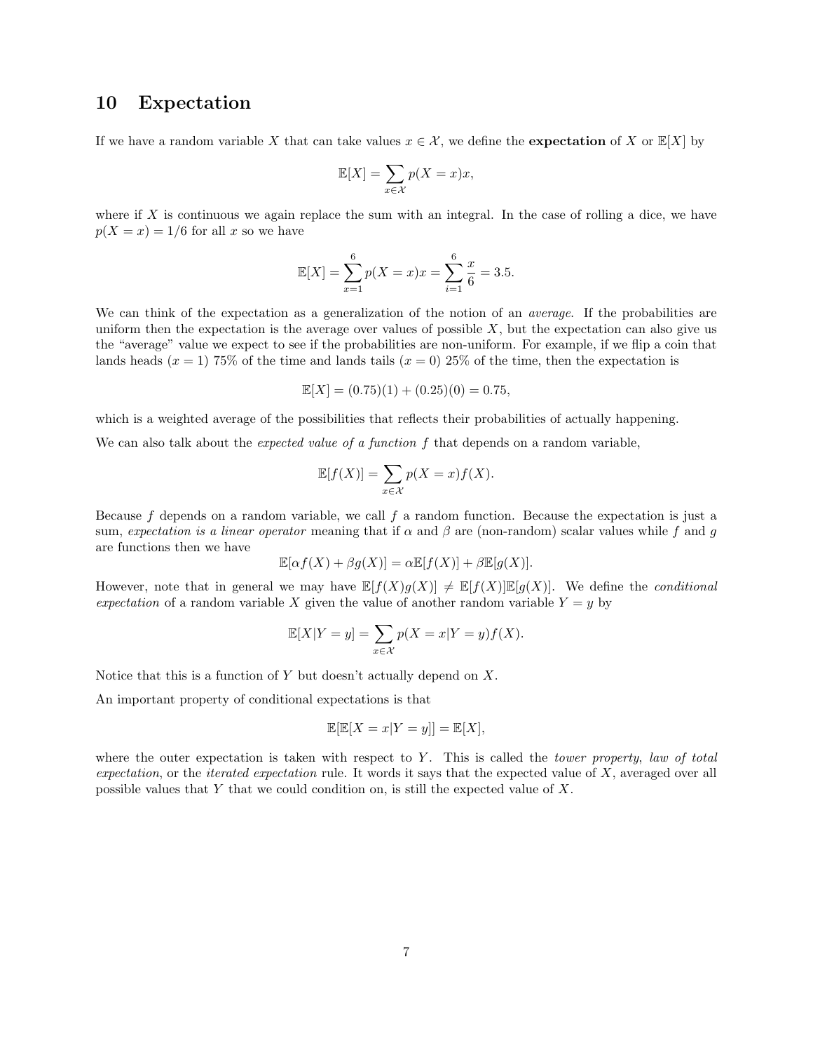## 10 Expectation

If we have a random variable $X$ that can take values $x \in \mathcal{X}$, we define the **expectation** of $X$ or $\mathbb{E}[X]$ by

$$\mathbb{E}[X] = \sum_{x \in \mathcal{X}} p(X = x)x,$$

where if $X$ is continuous we again replace the sum with an integral. In the case of rolling a dice, we have $p(X = x) = 1/6$ for all $x$ so we have

$$\mathbb{E}[X] = \sum_{x=1}^{6} p(X = x)x = \sum_{i=1}^{6} \frac{x}{6} = 3.5.$$

We can think of the expectation as a generalization of the notion of an *average*. If the probabilities are uniform then the expectation is the average over values of possible $X$, but the expectation can also give us the "average" value we expect to see if the probabilities are non-uniform. For example, if we flip a coin that lands heads ($x = 1$) 75% of the time and lands tails ($x = 0$) 25% of the time, then the expectation is

$$\mathbb{E}[X] = (0.75)(1) + (0.25)(0) = 0.75,$$

which is a weighted average of the possibilities that reflects their probabilities of actually happening.

We can also talk about the *expected value of a function* $f$ that depends on a random variable,

$$\mathbb{E}[f(X)] = \sum_{x \in \mathcal{X}} p(X = x)f(X).$$

Because $f$ depends on a random variable, we call $f$ a random function. Because the expectation is just a sum, *expectation is a linear operator* meaning that if $\alpha$ and $\beta$ are (non-random) scalar values while $f$ and $g$ are functions then we have

$$\mathbb{E}[\alpha f(X) + \beta g(X)] = \alpha \mathbb{E}[f(X)] + \beta \mathbb{E}[g(X)].$$

However, note that in general we may have $\mathbb{E}[f(X)g(X)] \neq \mathbb{E}[f(X)]\mathbb{E}[g(X)]$. We define the *conditional expectation* of a random variable $X$ given the value of another random variable $Y = y$ by

$$\mathbb{E}[X|Y = y] = \sum_{x \in \mathcal{X}} p(X = x|Y = y)f(X).$$

Notice that this is a function of $Y$ but doesn't actually depend on $X$.

An important property of conditional expectations is that

$$\mathbb{E}[\mathbb{E}[X = x|Y = y]] = \mathbb{E}[X],$$

where the outer expectation is taken with respect to $Y$. This is called the *tower property*, *law of total expectation*, or the *iterated expectation* rule. It words it says that the expected value of $X$, averaged over all possible values that $Y$ that we could condition on, is still the expected value of $X$.